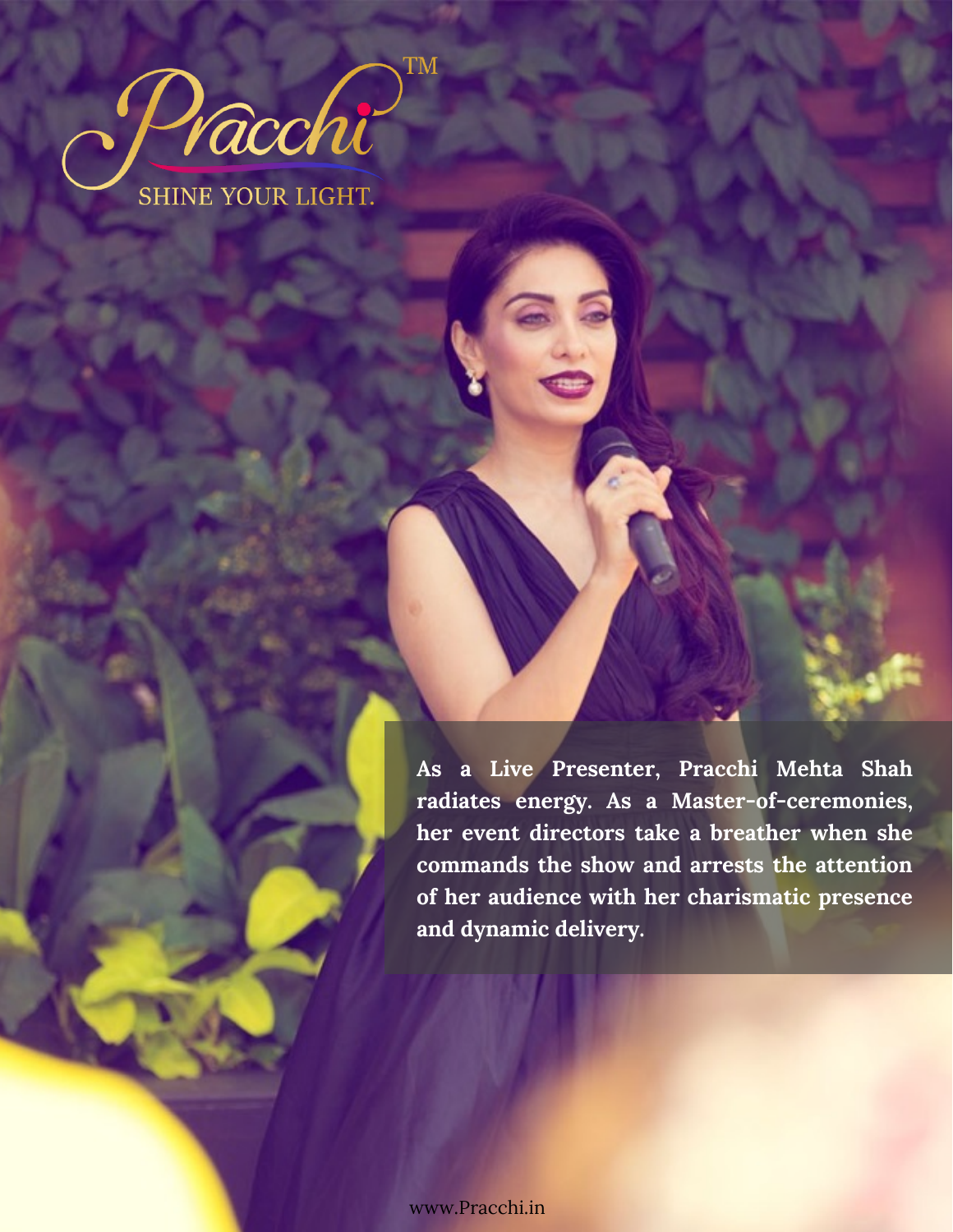Pracchi™

SHINE YOUR LIGHT.

**As a Live Presenter, Pracchi Mehta Shah radiates energy. As a Master-of-ceremonies, her event directors take a breather when she commands the show and arrests the attention of her audience with her charismatic presence and dynamic delivery.**

www.Pracchi.in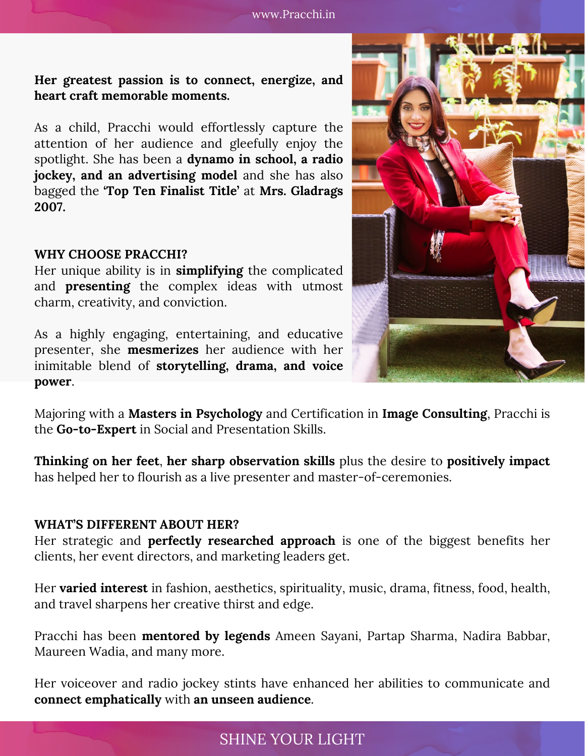**Her greatest passion is to connect, energize, and heart craft memorable moments.**

As a child, Pracchi would effortlessly capture the attention of her audience and gleefully enjoy the spotlight. She has been a **dynamo in school, a radio jockey, and an advertising model** and she has also bagged the **'Top Ten Finalist Title'** at **Mrs. Gladrags 2007.**

**WHY CHOOSE PRACCHI?**

Her unique ability is in **simplifying** the complicated and **presenting** the complex ideas with utmost charm, creativity, and conviction.

As a highly engaging, entertaining, and educative presenter, she **mesmerizes** her audience with her inimitable blend of **storytelling, drama, and voice power**.

Majoring with a **Masters in Psychology** and Certification in **Image Consulting**, Pracchi is the **Go-to-Expert** in Social and Presentation Skills.

**Thinking on her feet**, **her sharp observation skills** plus the desire to **positively impact** has helped her to flourish as a live presenter and master-of-ceremonies.

**WHAT'S DIFFERENT ABOUT HER?**

Her strategic and **perfectly researched approach** is one of the biggest benefits her clients, her event directors, and marketing leaders get.

Her **varied interest** in fashion, aesthetics, spirituality, music, drama, fitness, food, health, and travel sharpens her creative thirst and edge.

Pracchi has been **mentored by legends** Ameen Sayani, Partap Sharma, Nadira Babbar, Maureen Wadia, and many more.

Her voiceover and radio jockey stints have enhanced her abilities to communicate and **connect emphatically** with **an unseen audience**.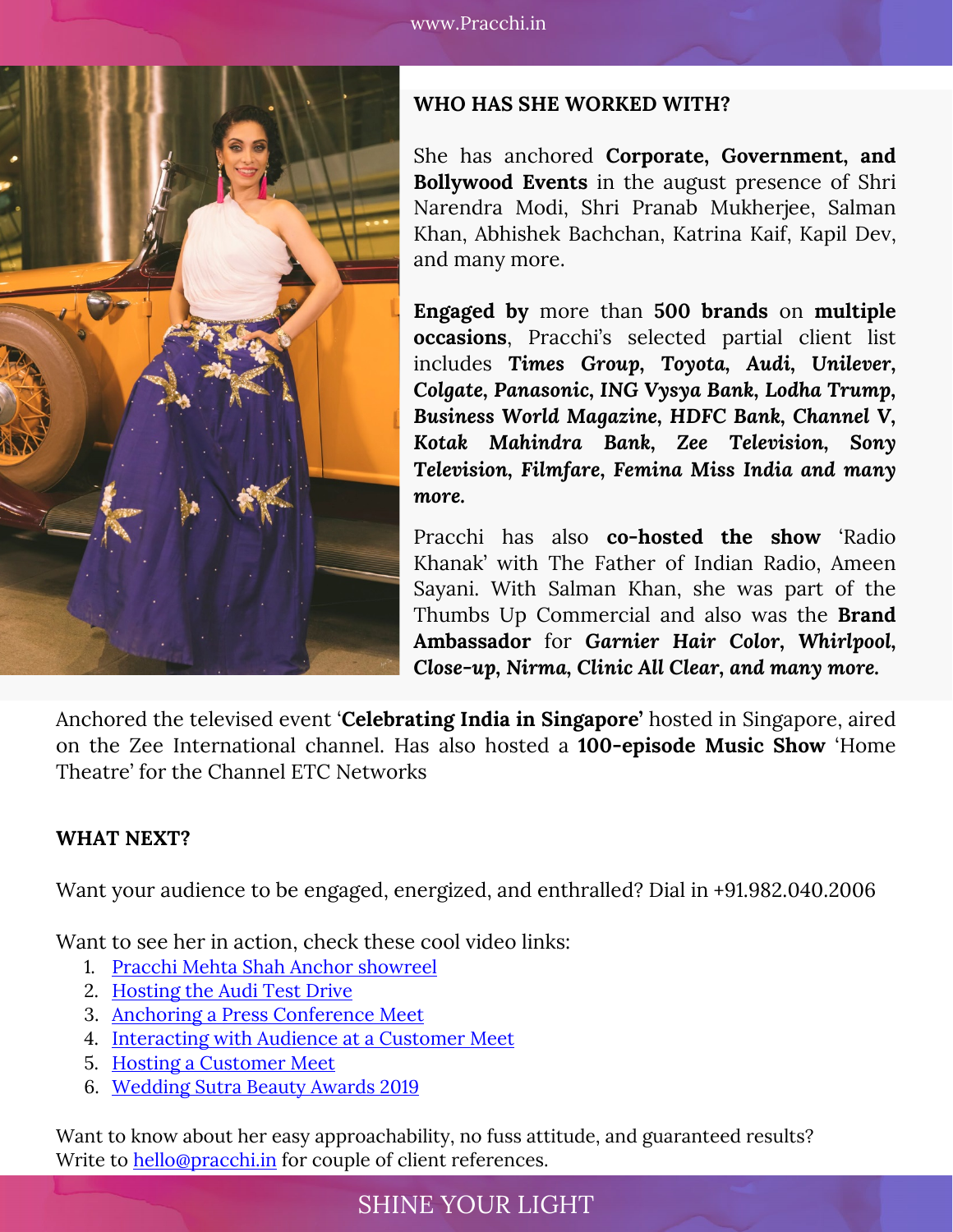### WHO HAS SHE WORKED WITH?

She has anchored **Corporate, Government, and Bollywood Events** in the august presence of Shri Narendra Modi, Shri Pranab Mukherjee, Salman Khan, Abhishek Bachchan, Katrina Kaif, Kapil Dev, and many more.

**Engaged by** more than **500 brands** on **multiple occasions**, Pracchi's selected partial client list includes ***Times Group, Toyota, Audi, Unilever, Colgate, Panasonic, ING Vysya Bank, Lodha Trump, Business World Magazine, HDFC Bank, Channel V, Kotak Mahindra Bank, Zee Television, Sony Television, Filmfare, Femina Miss India and many more.***

Pracchi has also **co-hosted the show** 'Radio Khanak' with The Father of Indian Radio, Ameen Sayani. With Salman Khan, she was part of the Thumbs Up Commercial and also was the **Brand Ambassador** for ***Garnier Hair Color, Whirlpool, Close-up, Nirma, Clinic All Clear, and many more.***

Anchored the televised event '**Celebrating India in Singapore'** hosted in Singapore, aired on the Zee International channel. Has also hosted a **100-episode Music Show** 'Home Theatre' for the Channel ETC Networks

### WHAT NEXT?

Want your audience to be engaged, energized, and enthralled? Dial in +91.982.040.2006

Want to see her in action, check these cool video links:

1. Pracchi Mehta Shah Anchor showreel
2. Hosting the Audi Test Drive
3. Anchoring a Press Conference Meet
4. Interacting with Audience at a Customer Meet
5. Hosting a Customer Meet
6. Wedding Sutra Beauty Awards 2019

Want to know about her easy approachability, no fuss attitude, and guaranteed results? Write to hello@pracchi.in for couple of client references.

SHINE YOUR LIGHT